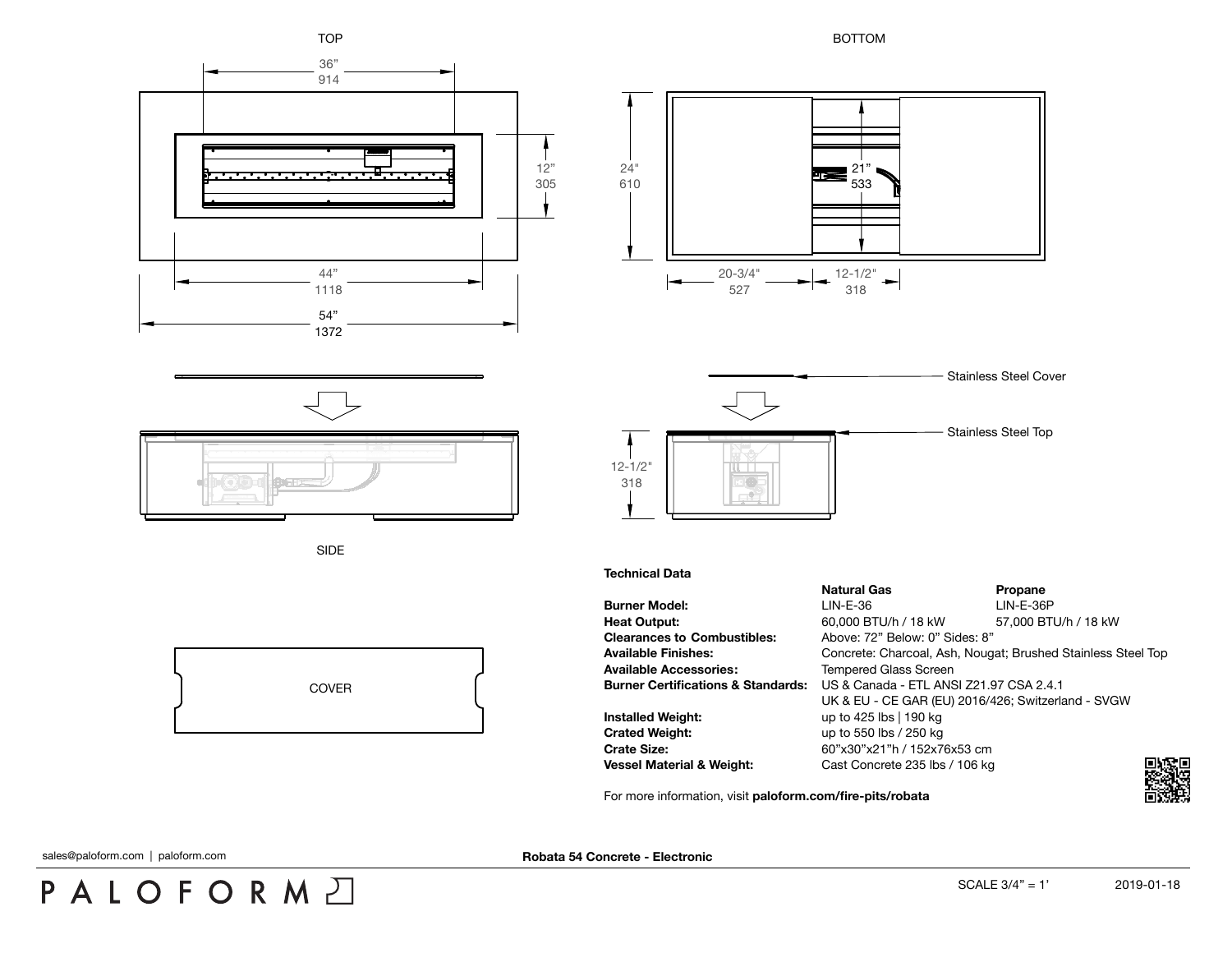TOP

36" 914

12" 305

44" 1118

54" 1372

BOTTOM

24" 610

21" 533

20-3/4" 527

12-1/2" 318

Stainless Steel Cover

Stainless Steel Top

12-1/2" 318

SIDE

COVER

**Technical Data**

| | **Natural Gas** | **Propane** |
|---|---|---|
| **Burner Model:** | LIN-E-36 | LIN-E-36P |
| **Heat Output:** | 60,000 BTU/h / 18 kW | 57,000 BTU/h / 18 kW |
| **Clearances to Combustibles:** | Above: 72" Below: 0" Sides: 8" | |
| **Available Finishes:** | Concrete: Charcoal, Ash, Nougat; Brushed Stainless Steel Top | |
| **Available Accessories:** | Tempered Glass Screen | |
| **Burner Certifications & Standards:** | US & Canada - ETL ANSI Z21.97 CSA 2.4.1<br>UK & EU - CE GAR (EU) 2016/426; Switzerland - SVGW | |
| **Installed Weight:** | up to 425 lbs \| 190 kg | |
| **Crated Weight:** | up to 550 lbs / 250 kg | |
| **Crate Size:** | 60"x30"x21"h / 152x76x53 cm | |
| **Vessel Material & Weight:** | Cast Concrete 235 lbs / 106 kg | |

For more information, visit **paloform.com/fire-pits/robata**

sales@paloform.com | paloform.com

**Robata 54 Concrete - Electronic**

PALOFORM

SCALE 3/4" = 1'

2019-01-18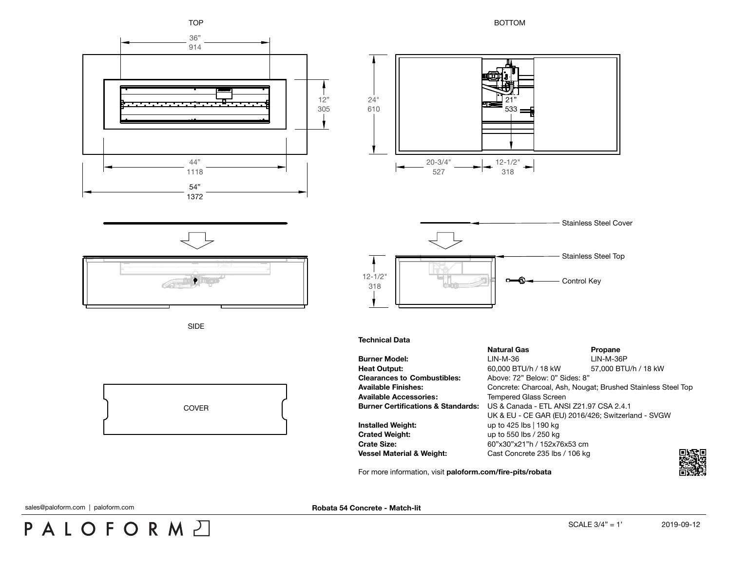TOP

36"
914

12"
305

44"
1118

54"
1372

BOTTOM

24"
610

21"
533

20-3/4"
527

12-1/2"
318

Stainless Steel Cover

Stainless Steel Top

Control Key

12-1/2"
318

SIDE

COVER

**Technical Data**

| | **Natural Gas** | **Propane** |
|---|---|---|
| **Burner Model:** | LIN-M-36 | LIN-M-36P |
| **Heat Output:** | 60,000 BTU/h / 18 kW | 57,000 BTU/h / 18 kW |
| **Clearances to Combustibles:** | Above: 72" Below: 0" Sides: 8" | |
| **Available Finishes:** | Concrete: Charcoal, Ash, Nougat; Brushed Stainless Steel Top | |
| **Available Accessories:** | Tempered Glass Screen | |
| **Burner Certifications & Standards:** | US & Canada - ETL ANSI Z21.97 CSA 2.4.1<br>UK & EU - CE GAR (EU) 2016/426; Switzerland - SVGW | |
| **Installed Weight:** | up to 425 lbs \| 190 kg | |
| **Crated Weight:** | up to 550 lbs / 250 kg | |
| **Crate Size:** | 60"x30"x21"h / 152x76x53 cm | |
| **Vessel Material & Weight:** | Cast Concrete 235 lbs / 106 kg | |

For more information, visit **paloform.com/fire-pits/robata**

sales@paloform.com | paloform.com

**Robata 54 Concrete - Match-lit**

PALOFORM

SCALE 3/4" = 1'

2019-09-12